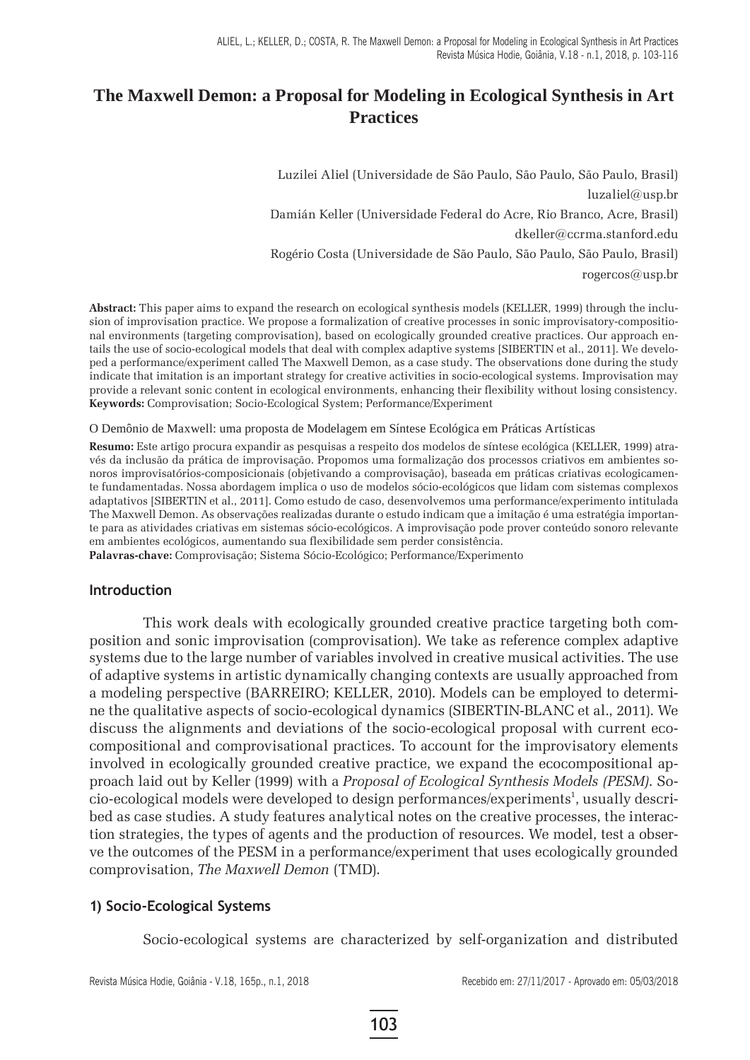# The Maxwell Demon: a Proposal for Modeling in Ecological Synthesis in Art Practices

Luzilei Aliel (Universidade de São Paulo, São Paulo, São Paulo, Brasil)
luzaliel@usp.br
Damián Keller (Universidade Federal do Acre, Rio Branco, Acre, Brasil)
dkeller@ccrma.stanford.edu
Rogério Costa (Universidade de São Paulo, São Paulo, São Paulo, Brasil)
rogercos@usp.br

**Abstract:** This paper aims to expand the research on ecological synthesis models (KELLER, 1999) through the inclusion of improvisation practice. We propose a formalization of creative processes in sonic improvisatory-compositional environments (targeting comprovisation), based on ecologically grounded creative practices. Our approach entails the use of socio-ecological models that deal with complex adaptive systems [SIBERTIN et al., 2011]. We developed a performance/experiment called The Maxwell Demon, as a case study. The observations done during the study indicate that imitation is an important strategy for creative activities in socio-ecological systems. Improvisation may provide a relevant sonic content in ecological environments, enhancing their flexibility without losing consistency.
**Keywords:** Comprovisation; Socio-Ecological System; Performance/Experiment

O Demônio de Maxwell: uma proposta de Modelagem em Síntese Ecológica em Práticas Artísticas

**Resumo:** Este artigo procura expandir as pesquisas a respeito dos modelos de síntese ecológica (KELLER, 1999) através da inclusão da prática de improvisação. Propomos uma formalização dos processos criativos em ambientes sonoros improvisatórios-composicionais (objetivando a comprovisação), baseada em práticas criativas ecologicamente fundamentadas. Nossa abordagem implica o uso de modelos sócio-ecológicos que lidam com sistemas complexos adaptativos [SIBERTIN et al., 2011]. Como estudo de caso, desenvolvemos uma performance/experimento intitulada The Maxwell Demon. As observações realizadas durante o estudo indicam que a imitação é uma estratégia importante para as atividades criativas em sistemas sócio-ecológicos. A improvisação pode prover conteúdo sonoro relevante em ambientes ecológicos, aumentando sua flexibilidade sem perder consistência.
**Palavras-chave:** Comprovisação; Sistema Sócio-Ecológico; Performance/Experimento

## Introduction

This work deals with ecologically grounded creative practice targeting both composition and sonic improvisation (comprovisation). We take as reference complex adaptive systems due to the large number of variables involved in creative musical activities. The use of adaptive systems in artistic dynamically changing contexts are usually approached from a modeling perspective (BARREIRO; KELLER, 2010). Models can be employed to determine the qualitative aspects of socio-ecological dynamics (SIBERTIN-BLANC et al., 2011). We discuss the alignments and deviations of the socio-ecological proposal with current ecocompositional and comprovisational practices. To account for the improvisatory elements involved in ecologically grounded creative practice, we expand the ecocompositional approach laid out by Keller (1999) with a *Proposal of Ecological Synthesis Models (PESM)*. Socio-ecological models were developed to design performances/experiments[1], usually described as case studies. A study features analytical notes on the creative processes, the interaction strategies, the types of agents and the production of resources. We model, test a observe the outcomes of the PESM in a performance/experiment that uses ecologically grounded comprovisation, *The Maxwell Demon* (TMD).

## 1) Socio-Ecological Systems

Socio-ecological systems are characterized by self-organization and distributed

Recebido em: 27/11/2017 - Aprovado em: 05/03/2018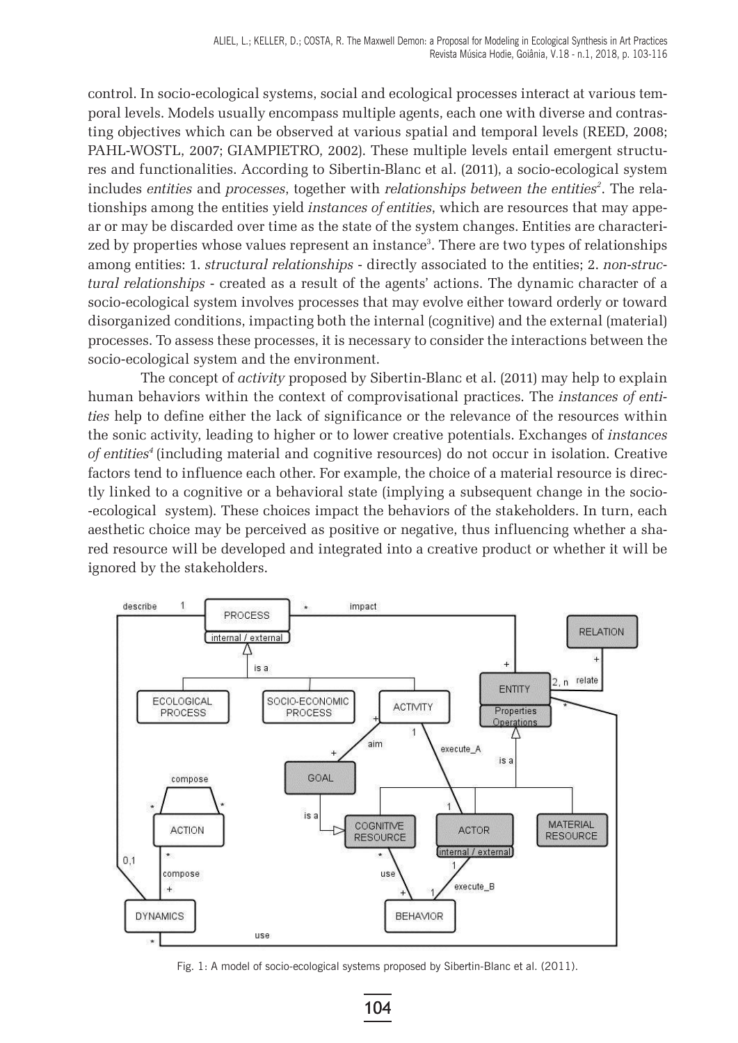control. In socio-ecological systems, social and ecological processes interact at various temporal levels. Models usually encompass multiple agents, each one with diverse and contrasting objectives which can be observed at various spatial and temporal levels (REED, 2008; PAHL-WOSTL, 2007; GIAMPIETRO, 2002). These multiple levels entail emergent structures and functionalities. According to Sibertin-Blanc et al. (2011), a socio-ecological system includes *entities* and *processes*, together with *relationships between the entities*[2]. The relationships among the entities yield *instances of entities*, which are resources that may appear or may be discarded over time as the state of the system changes. Entities are characterized by properties whose values represent an instance[3]. There are two types of relationships among entities: 1. *structural relationships* - directly associated to the entities; 2. *non-structural relationships* - created as a result of the agents' actions. The dynamic character of a socio-ecological system involves processes that may evolve either toward orderly or toward disorganized conditions, impacting both the internal (cognitive) and the external (material) processes. To assess these processes, it is necessary to consider the interactions between the socio-ecological system and the environment.

The concept of *activity* proposed by Sibertin-Blanc et al. (2011) may help to explain human behaviors within the context of comprovisational practices. The *instances of entities* help to define either the lack of significance or the relevance of the resources within the sonic activity, leading to higher or to lower creative potentials. Exchanges of *instances of entities*[4] (including material and cognitive resources) do not occur in isolation. Creative factors tend to influence each other. For example, the choice of a material resource is directly linked to a cognitive or a behavioral state (implying a subsequent change in the socio-ecological system). These choices impact the behaviors of the stakeholders. In turn, each aesthetic choice may be perceived as positive or negative, thus influencing whether a shared resource will be developed and integrated into a creative product or whether it will be ignored by the stakeholders.

Fig. 1: A model of socio-ecological systems proposed by Sibertin-Blanc et al. (2011).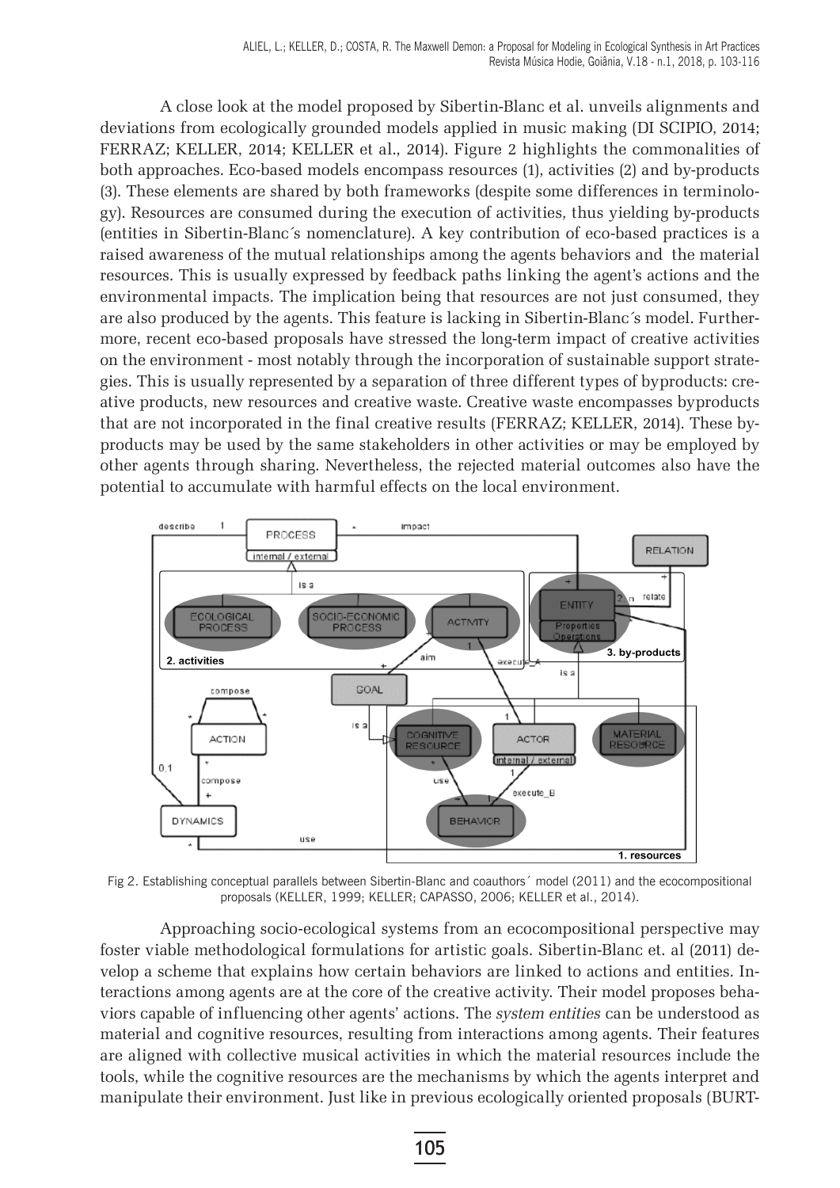A close look at the model proposed by Sibertin-Blanc et al. unveils alignments and deviations from ecologically grounded models applied in music making (DI SCIPIO, 2014; FERRAZ; KELLER, 2014; KELLER et al., 2014). Figure 2 highlights the commonalities of both approaches. Eco-based models encompass resources (1), activities (2) and by-products (3). These elements are shared by both frameworks (despite some differences in terminology). Resources are consumed during the execution of activities, thus yielding by-products (entities in Sibertin-Blanc´s nomenclature). A key contribution of eco-based practices is a raised awareness of the mutual relationships among the agents behaviors and the material resources. This is usually expressed by feedback paths linking the agent's actions and the environmental impacts. The implication being that resources are not just consumed, they are also produced by the agents. This feature is lacking in Sibertin-Blanc´s model. Furthermore, recent eco-based proposals have stressed the long-term impact of creative activities on the environment - most notably through the incorporation of sustainable support strategies. This is usually represented by a separation of three different types of byproducts: creative products, new resources and creative waste. Creative waste encompasses byproducts that are not incorporated in the final creative results (FERRAZ; KELLER, 2014). These byproducts may be used by the same stakeholders in other activities or may be employed by other agents through sharing. Nevertheless, the rejected material outcomes also have the potential to accumulate with harmful effects on the local environment.

Fig 2. Establishing conceptual parallels between Sibertin-Blanc and coauthors´ model (2011) and the ecocompositional proposals (KELLER, 1999; KELLER; CAPASSO, 2006; KELLER et al., 2014).

Approaching socio-ecological systems from an ecocompositional perspective may foster viable methodological formulations for artistic goals. Sibertin-Blanc et. al (2011) develop a scheme that explains how certain behaviors are linked to actions and entities. Interactions among agents are at the core of the creative activity. Their model proposes behaviors capable of influencing other agents' actions. The *system entities* can be understood as material and cognitive resources, resulting from interactions among agents. Their features are aligned with collective musical activities in which the material resources include the tools, while the cognitive resources are the mechanisms by which the agents interpret and manipulate their environment. Just like in previous ecologically oriented proposals (BURT-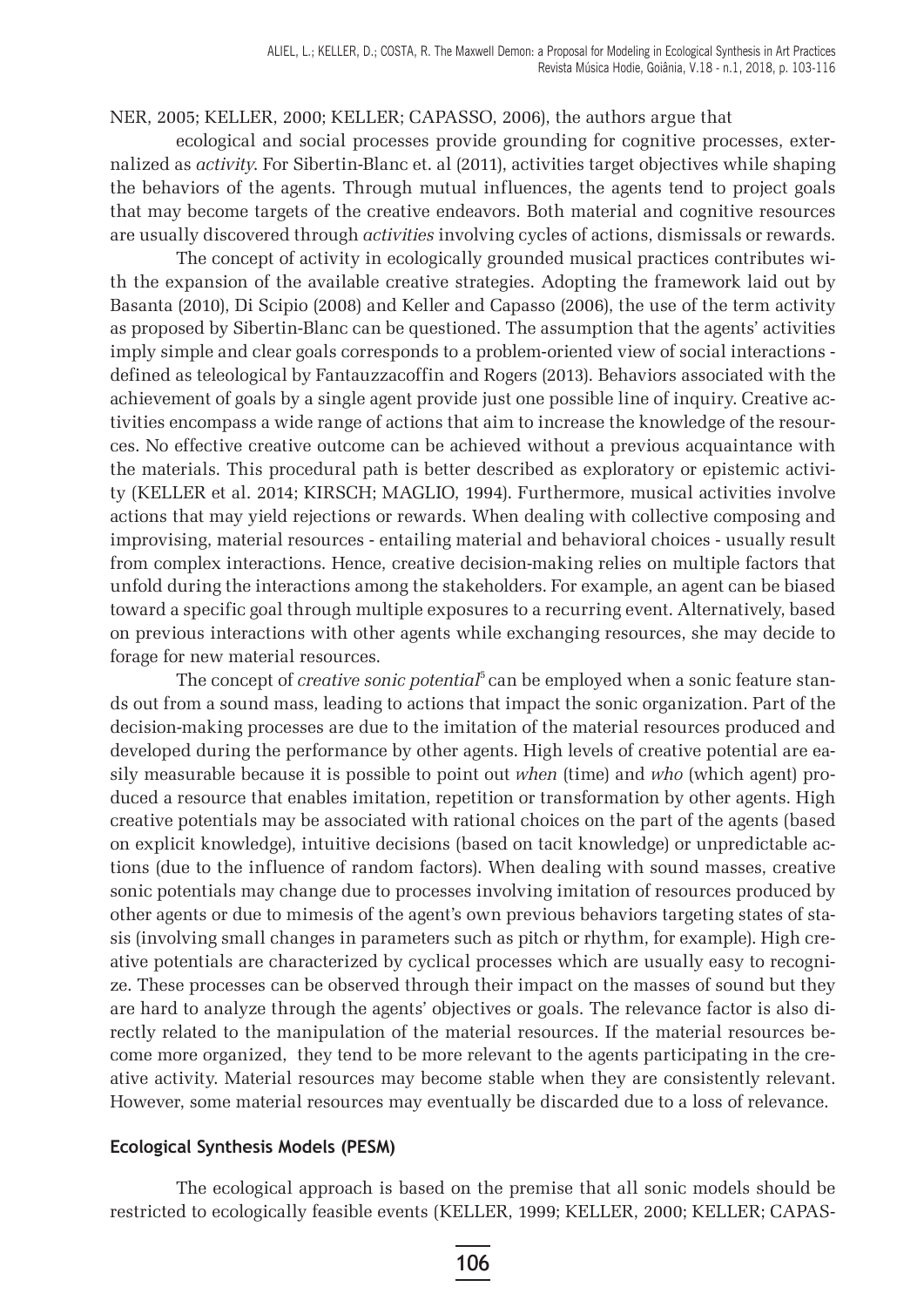NER, 2005; KELLER, 2000; KELLER; CAPASSO, 2006), the authors argue that ecological and social processes provide grounding for cognitive processes, externalized as *activity*. For Sibertin-Blanc et. al (2011), activities target objectives while shaping the behaviors of the agents. Through mutual influences, the agents tend to project goals that may become targets of the creative endeavors. Both material and cognitive resources are usually discovered through *activities* involving cycles of actions, dismissals or rewards.

The concept of activity in ecologically grounded musical practices contributes with the expansion of the available creative strategies. Adopting the framework laid out by Basanta (2010), Di Scipio (2008) and Keller and Capasso (2006), the use of the term activity as proposed by Sibertin-Blanc can be questioned. The assumption that the agents' activities imply simple and clear goals corresponds to a problem-oriented view of social interactions - defined as teleological by Fantauzzacoffin and Rogers (2013). Behaviors associated with the achievement of goals by a single agent provide just one possible line of inquiry. Creative activities encompass a wide range of actions that aim to increase the knowledge of the resources. No effective creative outcome can be achieved without a previous acquaintance with the materials. This procedural path is better described as exploratory or epistemic activity (KELLER et al. 2014; KIRSCH; MAGLIO, 1994). Furthermore, musical activities involve actions that may yield rejections or rewards. When dealing with collective composing and improvising, material resources - entailing material and behavioral choices - usually result from complex interactions. Hence, creative decision-making relies on multiple factors that unfold during the interactions among the stakeholders. For example, an agent can be biased toward a specific goal through multiple exposures to a recurring event. Alternatively, based on previous interactions with other agents while exchanging resources, she may decide to forage for new material resources.

The concept of *creative sonic potential*[5] can be employed when a sonic feature stands out from a sound mass, leading to actions that impact the sonic organization. Part of the decision-making processes are due to the imitation of the material resources produced and developed during the performance by other agents. High levels of creative potential are easily measurable because it is possible to point out *when* (time) and *who* (which agent) produced a resource that enables imitation, repetition or transformation by other agents. High creative potentials may be associated with rational choices on the part of the agents (based on explicit knowledge), intuitive decisions (based on tacit knowledge) or unpredictable actions (due to the influence of random factors). When dealing with sound masses, creative sonic potentials may change due to processes involving imitation of resources produced by other agents or due to mimesis of the agent's own previous behaviors targeting states of stasis (involving small changes in parameters such as pitch or rhythm, for example). High creative potentials are characterized by cyclical processes which are usually easy to recognize. These processes can be observed through their impact on the masses of sound but they are hard to analyze through the agents' objectives or goals. The relevance factor is also directly related to the manipulation of the material resources. If the material resources become more organized, they tend to be more relevant to the agents participating in the creative activity. Material resources may become stable when they are consistently relevant. However, some material resources may eventually be discarded due to a loss of relevance.

### Ecological Synthesis Models (PESM)

The ecological approach is based on the premise that all sonic models should be restricted to ecologically feasible events (KELLER, 1999; KELLER, 2000; KELLER; CAPAS-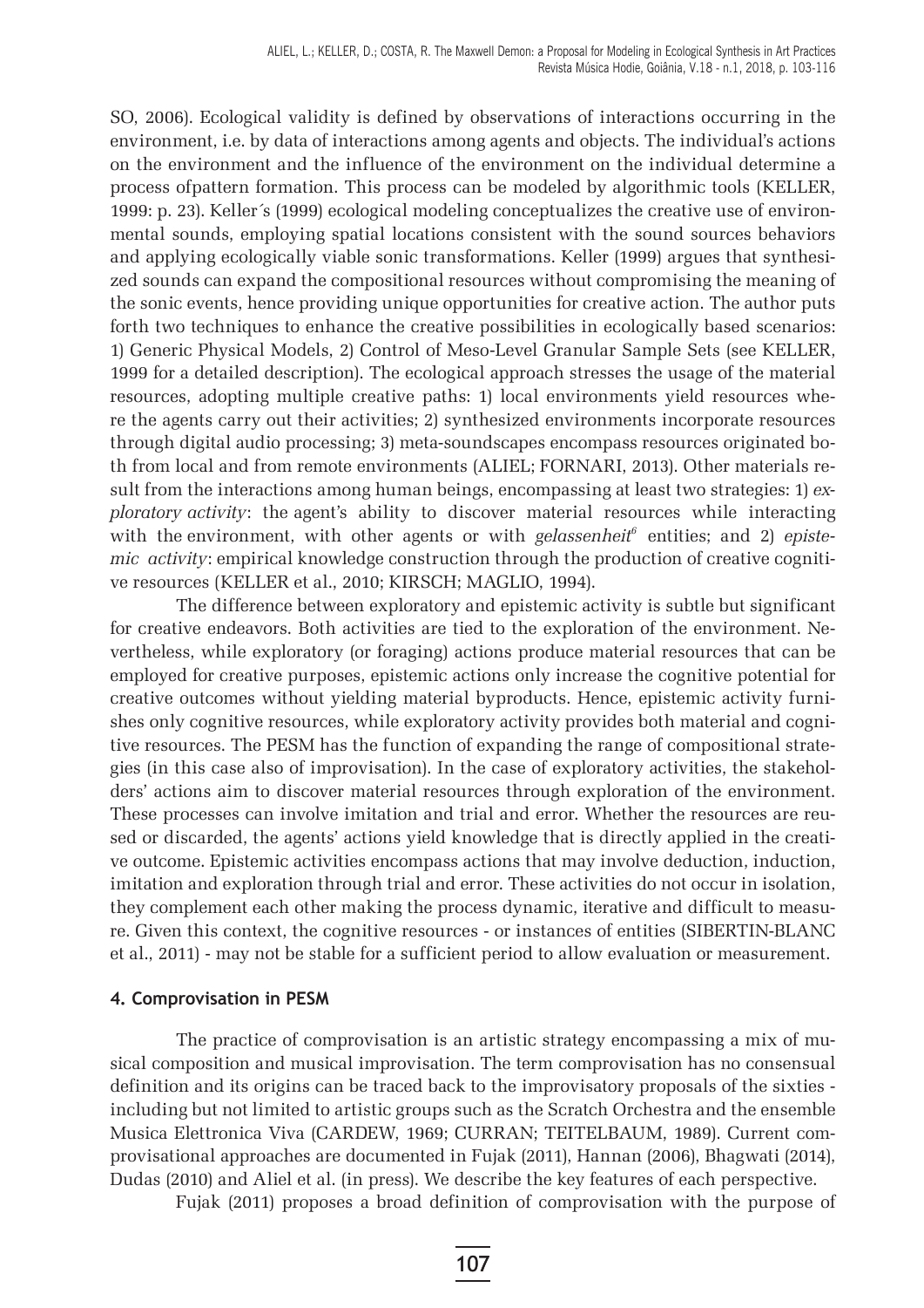SO, 2006). Ecological validity is defined by observations of interactions occurring in the environment, i.e. by data of interactions among agents and objects. The individual's actions on the environment and the influence of the environment on the individual determine a process ofpattern formation. This process can be modeled by algorithmic tools (KELLER, 1999: p. 23). Keller´s (1999) ecological modeling conceptualizes the creative use of environmental sounds, employing spatial locations consistent with the sound sources behaviors and applying ecologically viable sonic transformations. Keller (1999) argues that synthesized sounds can expand the compositional resources without compromising the meaning of the sonic events, hence providing unique opportunities for creative action. The author puts forth two techniques to enhance the creative possibilities in ecologically based scenarios: 1) Generic Physical Models, 2) Control of Meso-Level Granular Sample Sets (see KELLER, 1999 for a detailed description). The ecological approach stresses the usage of the material resources, adopting multiple creative paths: 1) local environments yield resources where the agents carry out their activities; 2) synthesized environments incorporate resources through digital audio processing; 3) meta-soundscapes encompass resources originated both from local and from remote environments (ALIEL; FORNARI, 2013). Other materials result from the interactions among human beings, encompassing at least two strategies: 1) *exploratory activity*: the agent's ability to discover material resources while interacting with the environment, with other agents or with *gelassenheit*[6] entities; and 2) *epistemic activity*: empirical knowledge construction through the production of creative cognitive resources (KELLER et al., 2010; KIRSCH; MAGLIO, 1994).

The difference between exploratory and epistemic activity is subtle but significant for creative endeavors. Both activities are tied to the exploration of the environment. Nevertheless, while exploratory (or foraging) actions produce material resources that can be employed for creative purposes, epistemic actions only increase the cognitive potential for creative outcomes without yielding material byproducts. Hence, epistemic activity furnishes only cognitive resources, while exploratory activity provides both material and cognitive resources. The PESM has the function of expanding the range of compositional strategies (in this case also of improvisation). In the case of exploratory activities, the stakeholders' actions aim to discover material resources through exploration of the environment. These processes can involve imitation and trial and error. Whether the resources are reused or discarded, the agents' actions yield knowledge that is directly applied in the creative outcome. Epistemic activities encompass actions that may involve deduction, induction, imitation and exploration through trial and error. These activities do not occur in isolation, they complement each other making the process dynamic, iterative and difficult to measure. Given this context, the cognitive resources - or instances of entities (SIBERTIN-BLANC et al., 2011) - may not be stable for a sufficient period to allow evaluation or measurement.

## 4. Comprovisation in PESM

The practice of comprovisation is an artistic strategy encompassing a mix of musical composition and musical improvisation. The term comprovisation has no consensual definition and its origins can be traced back to the improvisatory proposals of the sixties - including but not limited to artistic groups such as the Scratch Orchestra and the ensemble Musica Elettronica Viva (CARDEW, 1969; CURRAN; TEITELBAUM, 1989). Current comprovisational approaches are documented in Fujak (2011), Hannan (2006), Bhagwati (2014), Dudas (2010) and Aliel et al. (in press). We describe the key features of each perspective.

Fujak (2011) proposes a broad definition of comprovisation with the purpose of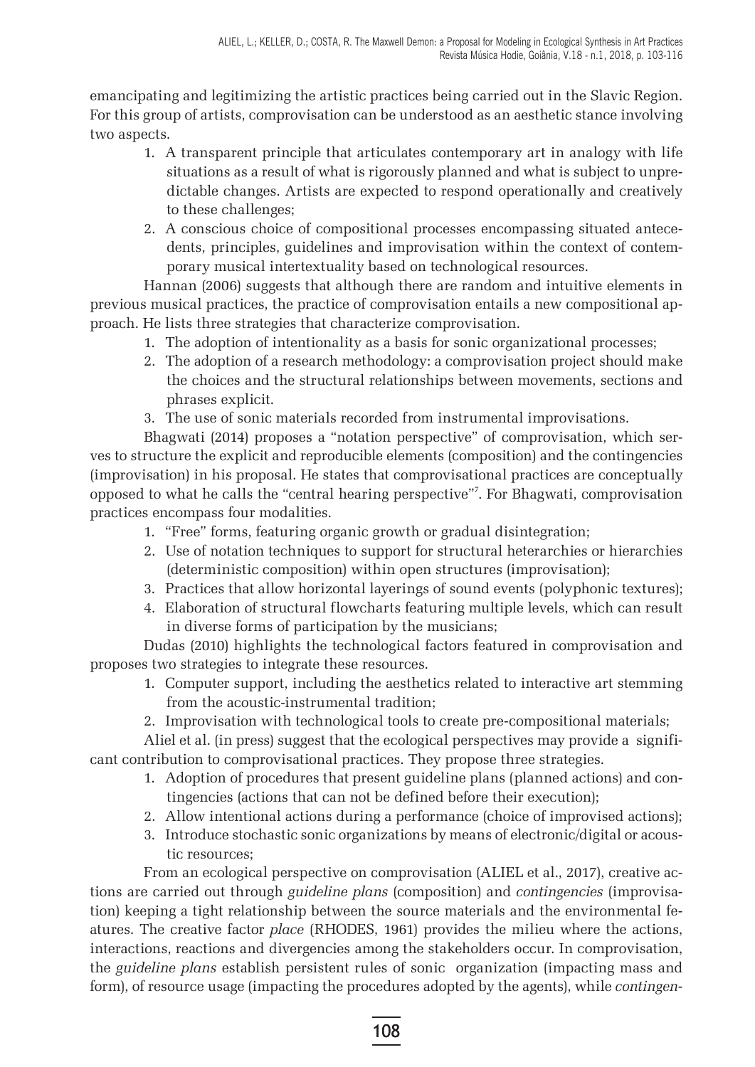emancipating and legitimizing the artistic practices being carried out in the Slavic Region. For this group of artists, comprovisation can be understood as an aesthetic stance involving two aspects.

1. A transparent principle that articulates contemporary art in analogy with life situations as a result of what is rigorously planned and what is subject to unpredictable changes. Artists are expected to respond operationally and creatively to these challenges;
2. A conscious choice of compositional processes encompassing situated antecedents, principles, guidelines and improvisation within the context of contemporary musical intertextuality based on technological resources.

Hannan (2006) suggests that although there are random and intuitive elements in previous musical practices, the practice of comprovisation entails a new compositional approach. He lists three strategies that characterize comprovisation.

1. The adoption of intentionality as a basis for sonic organizational processes;
2. The adoption of a research methodology: a comprovisation project should make the choices and the structural relationships between movements, sections and phrases explicit.
3. The use of sonic materials recorded from instrumental improvisations.

Bhagwati (2014) proposes a "notation perspective" of comprovisation, which serves to structure the explicit and reproducible elements (composition) and the contingencies (improvisation) in his proposal. He states that comprovisational practices are conceptually opposed to what he calls the "central hearing perspective"[7]. For Bhagwati, comprovisation practices encompass four modalities.

1. "Free" forms, featuring organic growth or gradual disintegration;
2. Use of notation techniques to support for structural heterarchies or hierarchies (deterministic composition) within open structures (improvisation);
3. Practices that allow horizontal layerings of sound events (polyphonic textures);
4. Elaboration of structural flowcharts featuring multiple levels, which can result in diverse forms of participation by the musicians;

Dudas (2010) highlights the technological factors featured in comprovisation and proposes two strategies to integrate these resources.

1. Computer support, including the aesthetics related to interactive art stemming from the acoustic-instrumental tradition;
2. Improvisation with technological tools to create pre-compositional materials;

Aliel et al. (in press) suggest that the ecological perspectives may provide a significant contribution to comprovisational practices. They propose three strategies.

1. Adoption of procedures that present guideline plans (planned actions) and contingencies (actions that can not be defined before their execution);
2. Allow intentional actions during a performance (choice of improvised actions);
3. Introduce stochastic sonic organizations by means of electronic/digital or acoustic resources;

From an ecological perspective on comprovisation (ALIEL et al., 2017), creative actions are carried out through *guideline plans* (composition) and *contingencies* (improvisation) keeping a tight relationship between the source materials and the environmental features. The creative factor *place* (RHODES, 1961) provides the milieu where the actions, interactions, reactions and divergencies among the stakeholders occur. In comprovisation, the *guideline plans* establish persistent rules of sonic organization (impacting mass and form), of resource usage (impacting the procedures adopted by the agents), while *contingen-*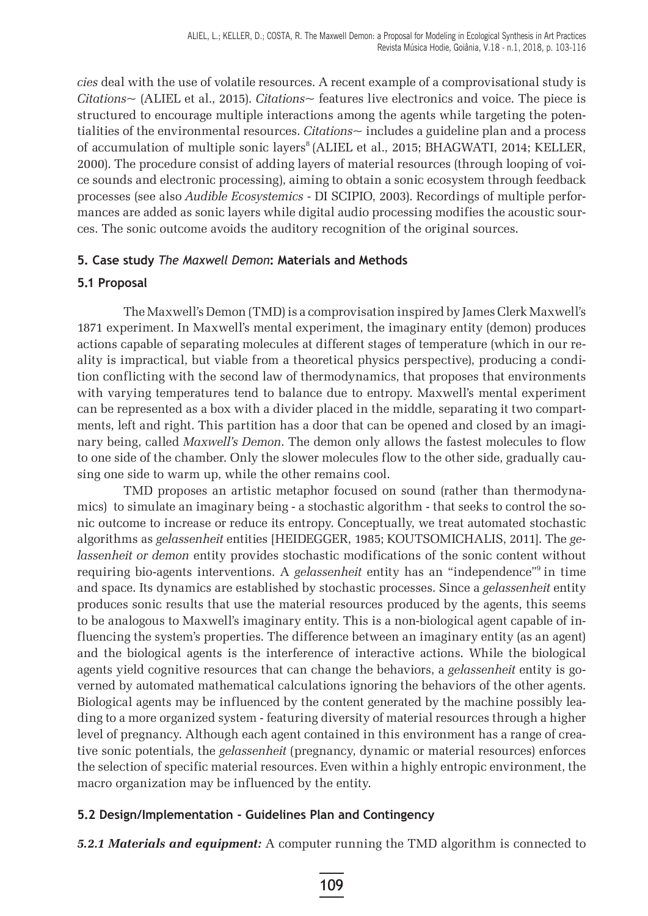*cies* deal with the use of volatile resources. A recent example of a comprovisational study is *Citations~* (ALIEL et al., 2015). *Citations~* features live electronics and voice. The piece is structured to encourage multiple interactions among the agents while targeting the potentialities of the environmental resources. *Citations~* includes a guideline plan and a process of accumulation of multiple sonic layers[8] (ALIEL et al., 2015; BHAGWATI, 2014; KELLER, 2000). The procedure consist of adding layers of material resources (through looping of voice sounds and electronic processing), aiming to obtain a sonic ecosystem through feedback processes (see also *Audible Ecosystemics* - DI SCIPIO, 2003). Recordings of multiple performances are added as sonic layers while digital audio processing modifies the acoustic sources. The sonic outcome avoids the auditory recognition of the original sources.

### 5. Case study *The Maxwell Demon*: Materials and Methods

#### 5.1 Proposal

The Maxwell's Demon (TMD) is a comprovisation inspired by James Clerk Maxwell's 1871 experiment. In Maxwell's mental experiment, the imaginary entity (demon) produces actions capable of separating molecules at different stages of temperature (which in our reality is impractical, but viable from a theoretical physics perspective), producing a condition conflicting with the second law of thermodynamics, that proposes that environments with varying temperatures tend to balance due to entropy. Maxwell's mental experiment can be represented as a box with a divider placed in the middle, separating it two compartments, left and right. This partition has a door that can be opened and closed by an imaginary being, called *Maxwell's Demon*. The demon only allows the fastest molecules to flow to one side of the chamber. Only the slower molecules flow to the other side, gradually causing one side to warm up, while the other remains cool.

TMD proposes an artistic metaphor focused on sound (rather than thermodynamics) to simulate an imaginary being - a stochastic algorithm - that seeks to control the sonic outcome to increase or reduce its entropy. Conceptually, we treat automated stochastic algorithms as *gelassenheit* entities [HEIDEGGER, 1985; KOUTSOMICHALIS, 2011]. The *gelassenheit or demon* entity provides stochastic modifications of the sonic content without requiring bio-agents interventions. A *gelassenheit* entity has an "independence"[9] in time and space. Its dynamics are established by stochastic processes. Since a *gelassenheit* entity produces sonic results that use the material resources produced by the agents, this seems to be analogous to Maxwell's imaginary entity. This is a non-biological agent capable of influencing the system's properties. The difference between an imaginary entity (as an agent) and the biological agents is the interference of interactive actions. While the biological agents yield cognitive resources that can change the behaviors, a *gelassenheit* entity is governed by automated mathematical calculations ignoring the behaviors of the other agents. Biological agents may be influenced by the content generated by the machine possibly leading to a more organized system - featuring diversity of material resources through a higher level of pregnancy. Although each agent contained in this environment has a range of creative sonic potentials, the *gelassenheit* (pregnancy, dynamic or material resources) enforces the selection of specific material resources. Even within a highly entropic environment, the macro organization may be influenced by the entity.

#### 5.2 Design/Implementation - Guidelines Plan and Contingency

***5.2.1 Materials and equipment:*** A computer running the TMD algorithm is connected to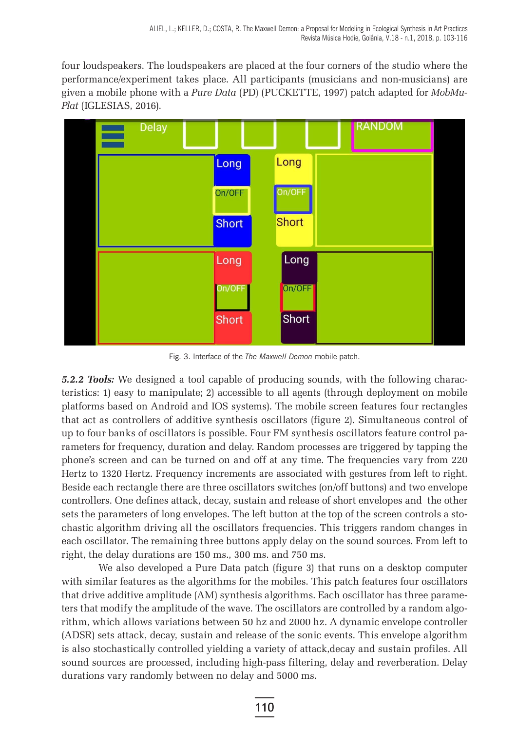four loudspeakers. The loudspeakers are placed at the four corners of the studio where the performance/experiment takes place. All participants (musicians and non-musicians) are given a mobile phone with a *Pure Data* (PD) (PUCKETTE, 1997) patch adapted for *MobMuPlat* (IGLESIAS, 2016).

Fig. 3. Interface of the *The Maxwell Demon* mobile patch.

***5.2.2 Tools:*** We designed a tool capable of producing sounds, with the following characteristics: 1) easy to manipulate; 2) accessible to all agents (through deployment on mobile platforms based on Android and IOS systems). The mobile screen features four rectangles that act as controllers of additive synthesis oscillators (figure 2). Simultaneous control of up to four banks of oscillators is possible. Four FM synthesis oscillators feature control parameters for frequency, duration and delay. Random processes are triggered by tapping the phone's screen and can be turned on and off at any time. The frequencies vary from 220 Hertz to 1320 Hertz. Frequency increments are associated with gestures from left to right. Beside each rectangle there are three oscillators switches (on/off buttons) and two envelope controllers. One defines attack, decay, sustain and release of short envelopes and the other sets the parameters of long envelopes. The left button at the top of the screen controls a stochastic algorithm driving all the oscillators frequencies. This triggers random changes in each oscillator. The remaining three buttons apply delay on the sound sources. From left to right, the delay durations are 150 ms., 300 ms. and 750 ms.

We also developed a Pure Data patch (figure 3) that runs on a desktop computer with similar features as the algorithms for the mobiles. This patch features four oscillators that drive additive amplitude (AM) synthesis algorithms. Each oscillator has three parameters that modify the amplitude of the wave. The oscillators are controlled by a random algorithm, which allows variations between 50 hz and 2000 hz. A dynamic envelope controller (ADSR) sets attack, decay, sustain and release of the sonic events. This envelope algorithm is also stochastically controlled yielding a variety of attack,decay and sustain profiles. All sound sources are processed, including high-pass filtering, delay and reverberation. Delay durations vary randomly between no delay and 5000 ms.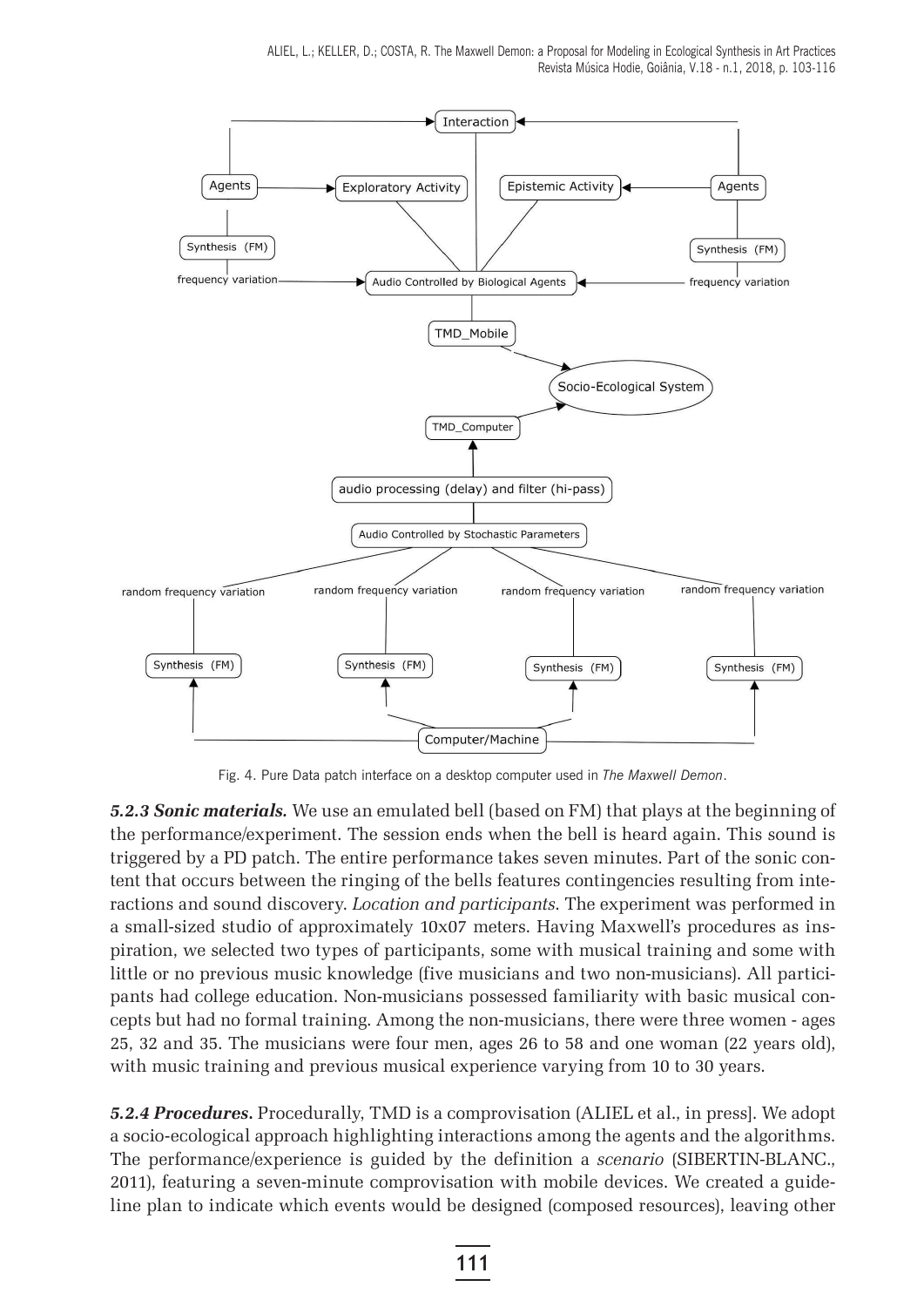Fig. 4. Pure Data patch interface on a desktop computer used in *The Maxwell Demon*.

***5.2.3 Sonic materials.*** We use an emulated bell (based on FM) that plays at the beginning of the performance/experiment. The session ends when the bell is heard again. This sound is triggered by a PD patch. The entire performance takes seven minutes. Part of the sonic content that occurs between the ringing of the bells features contingencies resulting from interactions and sound discovery. *Location and participants*. The experiment was performed in a small-sized studio of approximately 10x07 meters. Having Maxwell's procedures as inspiration, we selected two types of participants, some with musical training and some with little or no previous music knowledge (five musicians and two non-musicians). All participants had college education. Non-musicians possessed familiarity with basic musical concepts but had no formal training. Among the non-musicians, there were three women - ages 25, 32 and 35. The musicians were four men, ages 26 to 58 and one woman (22 years old), with music training and previous musical experience varying from 10 to 30 years.

***5.2.4 Procedures.*** Procedurally, TMD is a comprovisation (ALIEL et al., in press]. We adopt a socio-ecological approach highlighting interactions among the agents and the algorithms. The performance/experience is guided by the definition a *scenario* (SIBERTIN-BLANC., 2011), featuring a seven-minute comprovisation with mobile devices. We created a guideline plan to indicate which events would be designed (composed resources), leaving other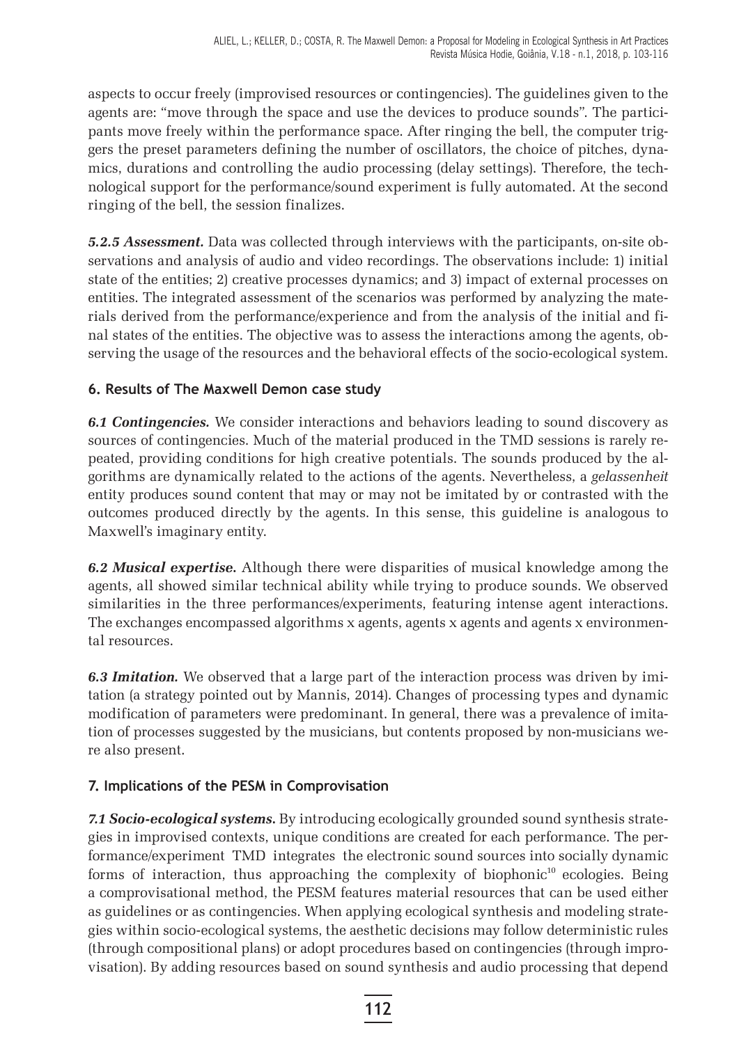aspects to occur freely (improvised resources or contingencies). The guidelines given to the agents are: "move through the space and use the devices to produce sounds". The participants move freely within the performance space. After ringing the bell, the computer triggers the preset parameters defining the number of oscillators, the choice of pitches, dynamics, durations and controlling the audio processing (delay settings). Therefore, the technological support for the performance/sound experiment is fully automated. At the second ringing of the bell, the session finalizes.

***5.2.5 Assessment.*** Data was collected through interviews with the participants, on-site observations and analysis of audio and video recordings. The observations include: 1) initial state of the entities; 2) creative processes dynamics; and 3) impact of external processes on entities. The integrated assessment of the scenarios was performed by analyzing the materials derived from the performance/experience and from the analysis of the initial and final states of the entities. The objective was to assess the interactions among the agents, observing the usage of the resources and the behavioral effects of the socio-ecological system.

## 6. Results of The Maxwell Demon case study

***6.1 Contingencies.*** We consider interactions and behaviors leading to sound discovery as sources of contingencies. Much of the material produced in the TMD sessions is rarely repeated, providing conditions for high creative potentials. The sounds produced by the algorithms are dynamically related to the actions of the agents. Nevertheless, a *gelassenheit* entity produces sound content that may or may not be imitated by or contrasted with the outcomes produced directly by the agents. In this sense, this guideline is analogous to Maxwell's imaginary entity.

***6.2 Musical expertise.*** Although there were disparities of musical knowledge among the agents, all showed similar technical ability while trying to produce sounds. We observed similarities in the three performances/experiments, featuring intense agent interactions. The exchanges encompassed algorithms x agents, agents x agents and agents x environmental resources.

***6.3 Imitation.*** We observed that a large part of the interaction process was driven by imitation (a strategy pointed out by Mannis, 2014). Changes of processing types and dynamic modification of parameters were predominant. In general, there was a prevalence of imitation of processes suggested by the musicians, but contents proposed by non-musicians were also present.

## 7. Implications of the PESM in Comprovisation

***7.1 Socio-ecological systems.*** By introducing ecologically grounded sound synthesis strategies in improvised contexts, unique conditions are created for each performance. The performance/experiment TMD integrates the electronic sound sources into socially dynamic forms of interaction, thus approaching the complexity of biophonic[10] ecologies. Being a comprovisational method, the PESM features material resources that can be used either as guidelines or as contingencies. When applying ecological synthesis and modeling strategies within socio-ecological systems, the aesthetic decisions may follow deterministic rules (through compositional plans) or adopt procedures based on contingencies (through improvisation). By adding resources based on sound synthesis and audio processing that depend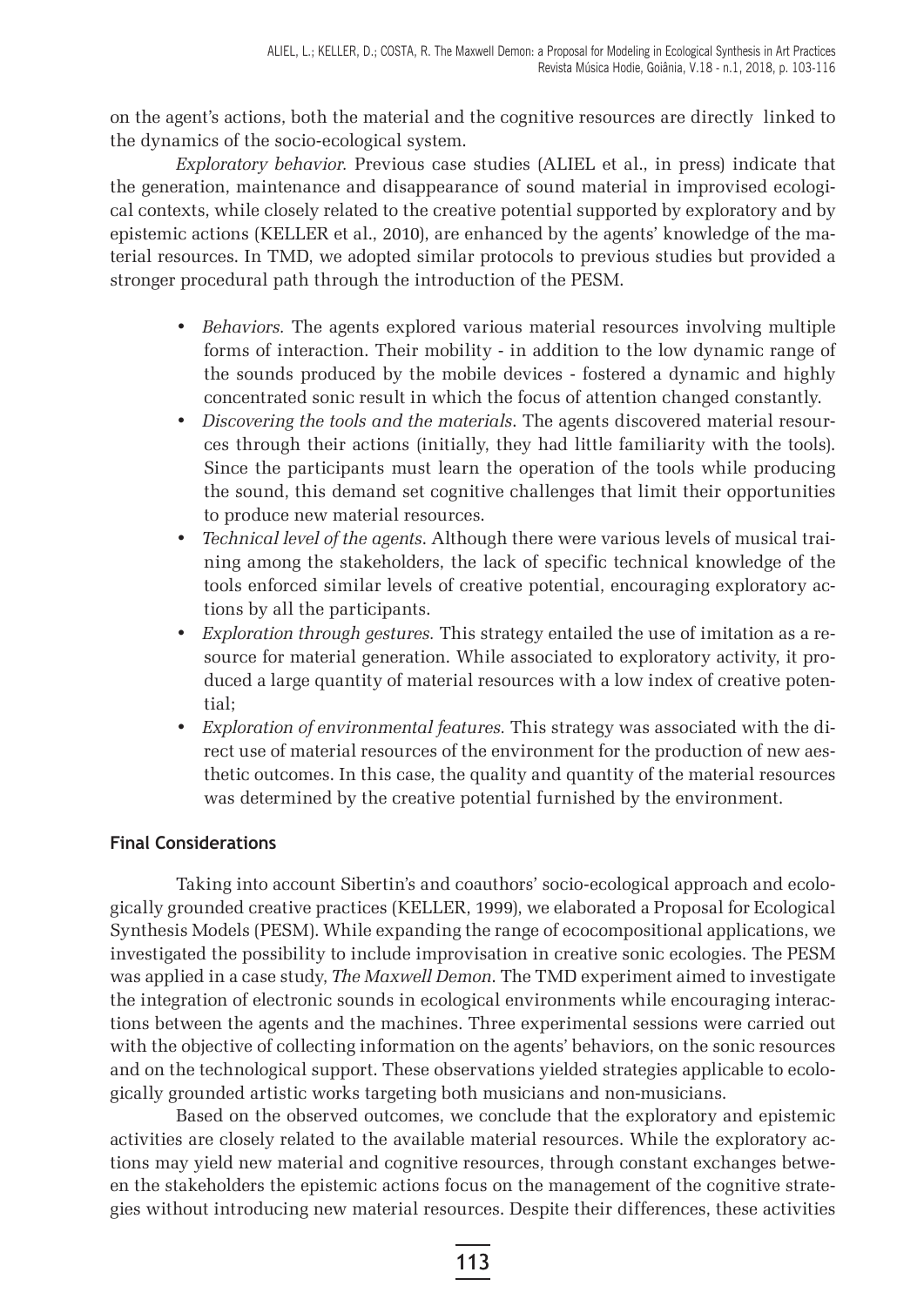on the agent's actions, both the material and the cognitive resources are directly linked to the dynamics of the socio-ecological system.

*Exploratory behavior*. Previous case studies (ALIEL et al., in press) indicate that the generation, maintenance and disappearance of sound material in improvised ecological contexts, while closely related to the creative potential supported by exploratory and by epistemic actions (KELLER et al., 2010), are enhanced by the agents' knowledge of the material resources. In TMD, we adopted similar protocols to previous studies but provided a stronger procedural path through the introduction of the PESM.

- *Behaviors*. The agents explored various material resources involving multiple forms of interaction. Their mobility - in addition to the low dynamic range of the sounds produced by the mobile devices - fostered a dynamic and highly concentrated sonic result in which the focus of attention changed constantly.
- *Discovering the tools and the materials*. The agents discovered material resources through their actions (initially, they had little familiarity with the tools). Since the participants must learn the operation of the tools while producing the sound, this demand set cognitive challenges that limit their opportunities to produce new material resources.
- *Technical level of the agents*. Although there were various levels of musical training among the stakeholders, the lack of specific technical knowledge of the tools enforced similar levels of creative potential, encouraging exploratory actions by all the participants.
- *Exploration through gestures.* This strategy entailed the use of imitation as a resource for material generation. While associated to exploratory activity, it produced a large quantity of material resources with a low index of creative potential;
- *Exploration of environmental features*. This strategy was associated with the direct use of material resources of the environment for the production of new aesthetic outcomes. In this case, the quality and quantity of the material resources was determined by the creative potential furnished by the environment.

## Final Considerations

Taking into account Sibertin's and coauthors' socio-ecological approach and ecologically grounded creative practices (KELLER, 1999), we elaborated a Proposal for Ecological Synthesis Models (PESM). While expanding the range of ecocompositional applications, we investigated the possibility to include improvisation in creative sonic ecologies. The PESM was applied in a case study, *The Maxwell Demon*. The TMD experiment aimed to investigate the integration of electronic sounds in ecological environments while encouraging interactions between the agents and the machines. Three experimental sessions were carried out with the objective of collecting information on the agents' behaviors, on the sonic resources and on the technological support. These observations yielded strategies applicable to ecologically grounded artistic works targeting both musicians and non-musicians.

Based on the observed outcomes, we conclude that the exploratory and epistemic activities are closely related to the available material resources. While the exploratory actions may yield new material and cognitive resources, through constant exchanges between the stakeholders the epistemic actions focus on the management of the cognitive strategies without introducing new material resources. Despite their differences, these activities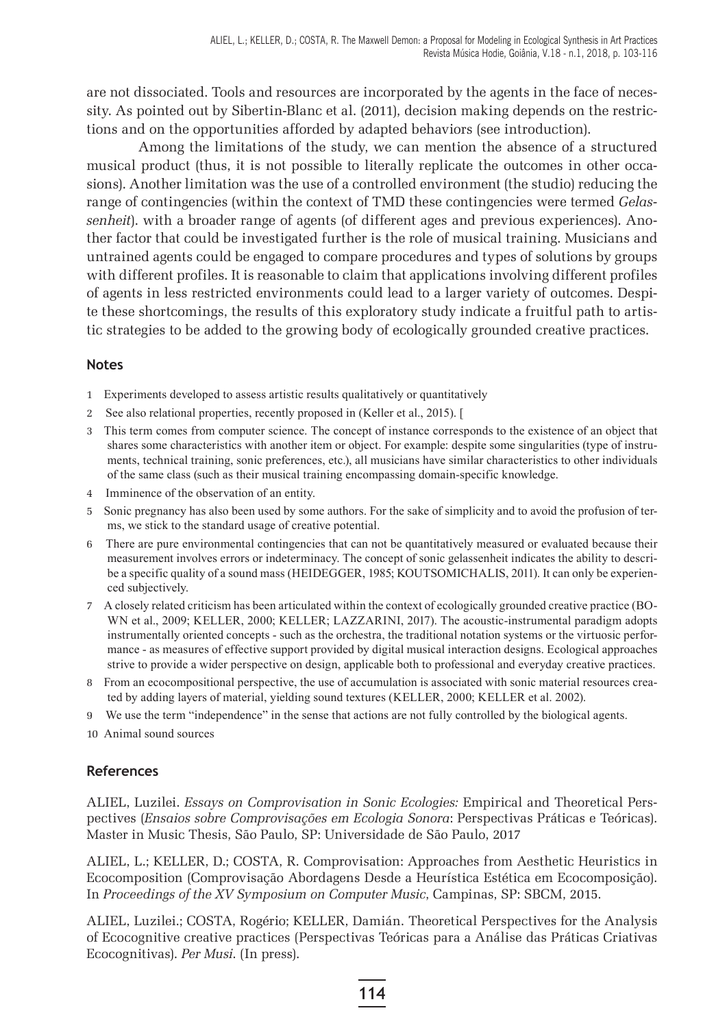are not dissociated. Tools and resources are incorporated by the agents in the face of necessity. As pointed out by Sibertin-Blanc et al. (2011), decision making depends on the restrictions and on the opportunities afforded by adapted behaviors (see introduction).

Among the limitations of the study, we can mention the absence of a structured musical product (thus, it is not possible to literally replicate the outcomes in other occasions). Another limitation was the use of a controlled environment (the studio) reducing the range of contingencies (within the context of TMD these contingencies were termed *Gelassenheit*). with a broader range of agents (of different ages and previous experiences). Another factor that could be investigated further is the role of musical training. Musicians and untrained agents could be engaged to compare procedures and types of solutions by groups with different profiles. It is reasonable to claim that applications involving different profiles of agents in less restricted environments could lead to a larger variety of outcomes. Despite these shortcomings, the results of this exploratory study indicate a fruitful path to artistic strategies to be added to the growing body of ecologically grounded creative practices.

## Notes

1 Experiments developed to assess artistic results qualitatively or quantitatively

2 See also relational properties, recently proposed in (Keller et al., 2015). [

3 This term comes from computer science. The concept of instance corresponds to the existence of an object that shares some characteristics with another item or object. For example: despite some singularities (type of instruments, technical training, sonic preferences, etc.), all musicians have similar characteristics to other individuals of the same class (such as their musical training encompassing domain-specific knowledge.

4 Imminence of the observation of an entity.

5 Sonic pregnancy has also been used by some authors. For the sake of simplicity and to avoid the profusion of terms, we stick to the standard usage of creative potential.

6 There are pure environmental contingencies that can not be quantitatively measured or evaluated because their measurement involves errors or indeterminacy. The concept of sonic gelassenheit indicates the ability to describe a specific quality of a sound mass (HEIDEGGER, 1985; KOUTSOMICHALIS, 2011). It can only be experienced subjectively.

7 A closely related criticism has been articulated within the context of ecologically grounded creative practice (BOWN et al., 2009; KELLER, 2000; KELLER; LAZZARINI, 2017). The acoustic-instrumental paradigm adopts instrumentally oriented concepts - such as the orchestra, the traditional notation systems or the virtuosic performance - as measures of effective support provided by digital musical interaction designs. Ecological approaches strive to provide a wider perspective on design, applicable both to professional and everyday creative practices.

8 From an ecocompositional perspective, the use of accumulation is associated with sonic material resources created by adding layers of material, yielding sound textures (KELLER, 2000; KELLER et al. 2002).

9 We use the term "independence" in the sense that actions are not fully controlled by the biological agents.

10 Animal sound sources

## References

ALIEL, Luzilei. *Essays on Comprovisation in Sonic Ecologies:* Empirical and Theoretical Perspectives (*Ensaios sobre Comprovisações em Ecologia Sonora*: Perspectivas Práticas e Teóricas). Master in Music Thesis, São Paulo, SP: Universidade de São Paulo, 2017

ALIEL, L.; KELLER, D.; COSTA, R. Comprovisation: Approaches from Aesthetic Heuristics in Ecocomposition (Comprovisação Abordagens Desde a Heurística Estética em Ecocomposição). In *Proceedings of the XV Symposium on Computer Music,* Campinas, SP: SBCM, 2015.

ALIEL, Luzilei.; COSTA, Rogério; KELLER, Damián. Theoretical Perspectives for the Analysis of Ecocognitive creative practices (Perspectivas Teóricas para a Análise das Práticas Criativas Ecocognitivas). *Per Musi.* (In press).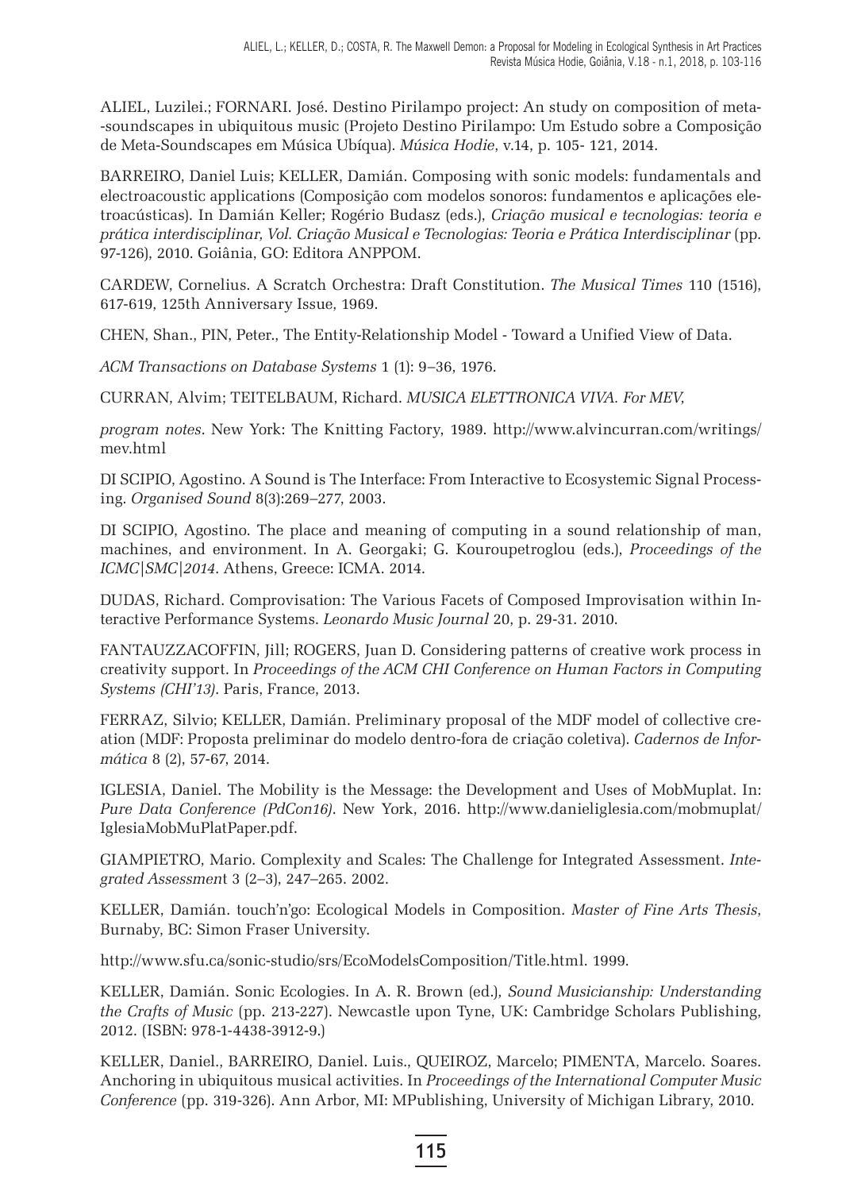ALIEL, Luzilei.; FORNARI. José. Destino Pirilampo project: An study on composition of meta--soundscapes in ubiquitous music (Projeto Destino Pirilampo: Um Estudo sobre a Composição de Meta-Soundscapes em Música Ubíqua). *Música Hodie*, v.14, p. 105- 121, 2014.

BARREIRO, Daniel Luis; KELLER, Damián. Composing with sonic models: fundamentals and electroacoustic applications (Composição com modelos sonoros: fundamentos e aplicações eletroacústicas). In Damián Keller; Rogério Budasz (eds.), *Criação musical e tecnologias: teoria e prática interdisciplinar, Vol. Criação Musical e Tecnologias: Teoria e Prática Interdisciplinar* (pp. 97-126), 2010. Goiânia, GO: Editora ANPPOM.

CARDEW, Cornelius. A Scratch Orchestra: Draft Constitution. *The Musical Times* 110 (1516), 617-619, 125th Anniversary Issue, 1969.

CHEN, Shan., PIN, Peter., The Entity-Relationship Model - Toward a Unified View of Data.

*ACM Transactions on Database Systems* 1 (1): 9–36, 1976.

CURRAN, Alvim; TEITELBAUM, Richard. *MUSICA ELETTRONICA VIVA. For MEV,*

*program notes*. New York: The Knitting Factory, 1989. http://www.alvincurran.com/writings/mev.html

DI SCIPIO, Agostino. A Sound is The Interface: From Interactive to Ecosystemic Signal Processing. *Organised Sound* 8(3):269–277, 2003.

DI SCIPIO, Agostino. The place and meaning of computing in a sound relationship of man, machines, and environment. In A. Georgaki; G. Kouroupetroglou (eds.), *Proceedings of the ICMC|SMC|2014*. Athens, Greece: ICMA. 2014.

DUDAS, Richard. Comprovisation: The Various Facets of Composed Improvisation within Interactive Performance Systems. *Leonardo Music Journal* 20, p. 29-31. 2010.

FANTAUZZACOFFIN, Jill; ROGERS, Juan D. Considering patterns of creative work process in creativity support. In *Proceedings of the ACM CHI Conference on Human Factors in Computing Systems (CHI'13)*. Paris, France, 2013.

FERRAZ, Silvio; KELLER, Damián. Preliminary proposal of the MDF model of collective creation (MDF: Proposta preliminar do modelo dentro-fora de criação coletiva). *Cadernos de Informática* 8 (2), 57-67, 2014.

IGLESIA, Daniel. The Mobility is the Message: the Development and Uses of MobMuplat. In: *Pure Data Conference (PdCon16)*. New York, 2016. http://www.danieliglesia.com/mobmuplat/IglesiaMobMuPlatPaper.pdf.

GIAMPIETRO, Mario. Complexity and Scales: The Challenge for Integrated Assessment. *Integrated Assessmen*t 3 (2–3), 247–265. 2002.

KELLER, Damián. touch'n'go: Ecological Models in Composition. *Master of Fine Arts Thesis*, Burnaby, BC: Simon Fraser University.

http://www.sfu.ca/sonic-studio/srs/EcoModelsComposition/Title.html. 1999.

KELLER, Damián. Sonic Ecologies. In A. R. Brown (ed.), *Sound Musicianship: Understanding the Crafts of Music* (pp. 213-227). Newcastle upon Tyne, UK: Cambridge Scholars Publishing, 2012. (ISBN: 978-1-4438-3912-9.)

KELLER, Daniel., BARREIRO, Daniel. Luis., QUEIROZ, Marcelo; PIMENTA, Marcelo. Soares. Anchoring in ubiquitous musical activities. In *Proceedings of the International Computer Music Conference* (pp. 319-326). Ann Arbor, MI: MPublishing, University of Michigan Library, 2010.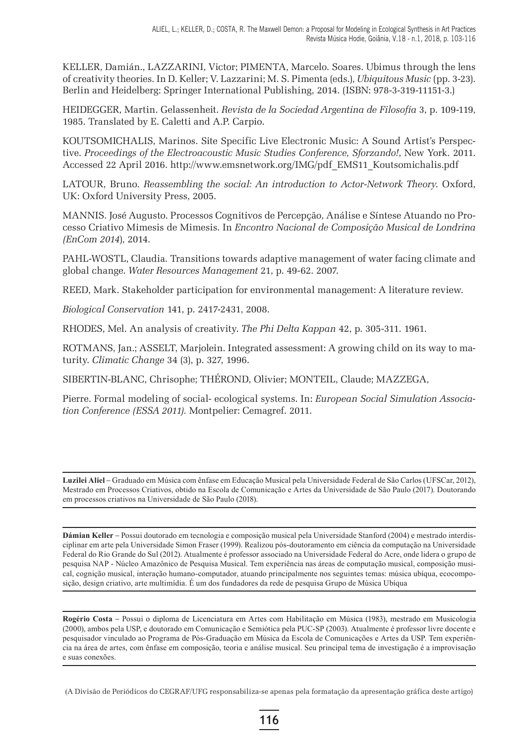KELLER, Damián., LAZZARINI, Victor; PIMENTA, Marcelo. Soares. Ubimus through the lens of creativity theories. In D. Keller; V. Lazzarini; M. S. Pimenta (eds.), *Ubiquitous Music* (pp. 3-23). Berlin and Heidelberg: Springer International Publishing, 2014. (ISBN: 978-3-319-11151-3.)

HEIDEGGER, Martin. Gelassenheit. *Revista de la Sociedad Argentina de Filosofía* 3, p. 109-119, 1985. Translated by E. Caletti and A.P. Carpio.

KOUTSOMICHALIS, Marinos. Site Specific Live Electronic Music: A Sound Artist's Perspective. *Proceedings of the Electroacoustic Music Studies Conference, Sforzando!,* New York. 2011. Accessed 22 April 2016. http://www.emsnetwork.org/IMG/pdf_EMS11_Koutsomichalis.pdf

LATOUR, Bruno. *Reassembling the social: An introduction to Actor-Network Theory.* Oxford, UK: Oxford University Press, 2005.

MANNIS. José Augusto. Processos Cognitivos de Percepção, Análise e Síntese Atuando no Processo Criativo Mimesis de Mimesis. In *Encontro Nacional de Composição Musical de Londrina (EnCom 2014*), 2014.

PAHL-WOSTL, Claudia. Transitions towards adaptive management of water facing climate and global change. *Water Resources Management* 21, p. 49-62. 2007.

REED, Mark. Stakeholder participation for environmental management: A literature review.

*Biological Conservation* 141, p. 2417-2431, 2008.

RHODES, Mel. An analysis of creativity. *The Phi Delta Kappan* 42, p. 305-311. 1961.

ROTMANS, Jan.; ASSELT, Marjolein. Integrated assessment: A growing child on its way to maturity. *Climatic Change* 34 (3), p. 327, 1996.

SIBERTIN-BLANC, Chrisophe; THÉROND, Olivier; MONTEIL, Claude; MAZZEGA,

Pierre. Formal modeling of social- ecological systems. In: *European Social Simulation Association Conference (ESSA 2011).* Montpelier: Cemagref. 2011.

---

**Luzilei Aliel** – Graduado em Música com ênfase em Educação Musical pela Universidade Federal de São Carlos (UFSCar, 2012), Mestrado em Processos Criativos, obtido na Escola de Comunicação e Artes da Universidade de São Paulo (2017). Doutorando em processos criativos na Universidade de São Paulo (2018).

---

**Dámian Keller** – Possui doutorado em tecnologia e composição musical pela Universidade Stanford (2004) e mestrado interdisciplinar em arte pela Universidade Simon Fraser (1999). Realizou pós-doutoramento em ciência da computação na Universidade Federal do Rio Grande do Sul (2012). Atualmente é professor associado na Universidade Federal do Acre, onde lidera o grupo de pesquisa NAP - Núcleo Amazônico de Pesquisa Musical. Tem experiência nas áreas de computação musical, composição musical, cognição musical, interação humano-computador, atuando principalmente nos seguintes temas: música ubíqua, ecocomposição, design criativo, arte multimídia. É um dos fundadores da rede de pesquisa Grupo de Música Ubíqua

---

**Rogério Costa** – Possui o diploma de Licenciatura em Artes com Habilitação em Música (1983), mestrado em Musicologia (2000), ambos pela USP, e doutorado em Comunicação e Semiótica pela PUC-SP (2003). Atualmente é professor livre docente e pesquisador vinculado ao Programa de Pós-Graduação em Música da Escola de Comunicações e Artes da USP. Tem experiência na área de artes, com ênfase em composição, teoria e análise musical. Seu principal tema de investigação é a improvisação e suas conexões.

---

(A Divisão de Periódicos do CEGRAF/UFG responsabiliza-se apenas pela formatação da apresentação gráfica deste artigo)